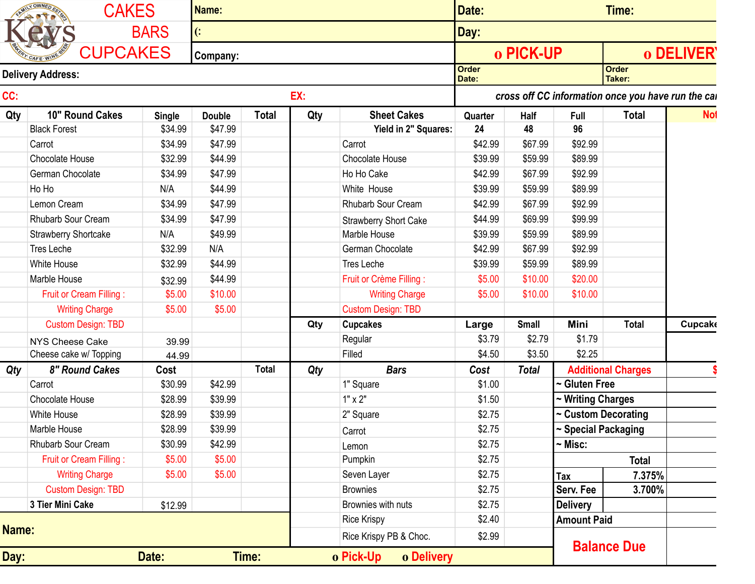# CAKES BARS CUPCAKES

Keys — Family Owned Est. 1973 — Bakery · Cafe · Wine · Beer

| Name: | Date: | Time: |
|---|---|---|
| (: | Day: | |
| Company: | o PICK-UP | o DELIVERY |
| Delivery Address: | Order Date: | Order Taker: |
| CC: EX: | *cross off CC information once you have run the card* | |

| Qty | 10" Round Cakes | Single | Double | Total |
|---|---|---|---|---|
| | Black Forest | $34.99 | $47.99 | |
| | Carrot | $34.99 | $47.99 | |
| | Chocolate House | $32.99 | $44.99 | |
| | German Chocolate | $34.99 | $47.99 | |
| | Ho Ho | N/A | $44.99 | |
| | Lemon Cream | $34.99 | $47.99 | |
| | Rhubarb Sour Cream | $34.99 | $47.99 | |
| | Strawberry Shortcake | N/A | $49.99 | |
| | Tres Leche | $32.99 | N/A | |
| | White House | $32.99 | $44.99 | |
| | Marble House | $32.99 | $44.99 | |
| | Fruit or Cream Filling : | $5.00 | $10.00 | |
| | Writing Charge | $5.00 | $5.00 | |
| | Custom Design: TBD | | | |
| | NYS Cheese Cake | 39.99 | | |
| | Cheese cake w/ Topping | 44.99 | | |

| Qty | 8" Round Cakes | Cost | | Total |
|---|---|---|---|---|
| | Carrot | $30.99 | $42.99 | |
| | Chocolate House | $28.99 | $39.99 | |
| | White House | $28.99 | $39.99 | |
| | Marble House | $28.99 | $39.99 | |
| | Rhubarb Sour Cream | $30.99 | $42.99 | |
| | Fruit or Cream Filling : | $5.00 | $5.00 | |
| | Writing Charge | $5.00 | $5.00 | |
| | Custom Design: TBD | | | |
| | 3 Tier Mini Cake | $12.99 | | |

| Qty | Sheet Cakes | Quarter | Half | Full | Total |
|---|---|---|---|---|---|
| | Yield in 2" Squares: | 24 | 48 | 96 | |
| | Carrot | $42.99 | $67.99 | $92.99 | |
| | Chocolate House | $39.99 | $59.99 | $89.99 | |
| | Ho Ho Cake | $42.99 | $67.99 | $92.99 | |
| | White House | $39.99 | $59.99 | $89.99 | |
| | Rhubarb Sour Cream | $42.99 | $67.99 | $92.99 | |
| | Strawberry Short Cake | $44.99 | $69.99 | $99.99 | |
| | Marble House | $39.99 | $59.99 | $89.99 | |
| | German Chocolate | $42.99 | $67.99 | $92.99 | |
| | Tres Leche | $39.99 | $59.99 | $89.99 | |
| | Fruit or Crème Filling : | $5.00 | $10.00 | $20.00 | |
| | Writing Charge | $5.00 | $10.00 | $10.00 | |
| | Custom Design: TBD | | | | |

| Qty | Cupcakes | Large | Small | Mini | Total |
|---|---|---|---|---|---|
| | Regular | $3.79 | $2.79 | $1.79 | |
| | Filled | $4.50 | $3.50 | $2.25 | |

| Qty | *Bars* | *Cost* | *Total* |
|---|---|---|---|
| | 1" Square | $1.00 | |
| | 1" x 2" | $1.50 | |
| | 2" Square | $2.75 | |
| | Carrot | $2.75 | |
| | Lemon | $2.75 | |
| | Pumpkin | $2.75 | |
| | Seven Layer | $2.75 | |
| | Brownies | $2.75 | |
| | Brownies with nuts | $2.75 | |
| | Rice Krispy | $2.40 | |
| | Rice Krispy PB & Choc. | $2.99 | |

Notes

Cupcakes

| Additional Charges | | $ |
|---|---|---|
| ~ Gluten Free | | |
| ~ Writing Charges | | |
| ~ Custom Decorating | | |
| ~ Special Packaging | | |
| ~ Misc: | | |
| | Total | |
| Tax | 7.375% | |
| Serv. Fee | 3.700% | |
| Delivery | | |
| Amount Paid | | |
| **Balance Due** | | |

Name:

Day: Date: Time: o Pick-Up o Delivery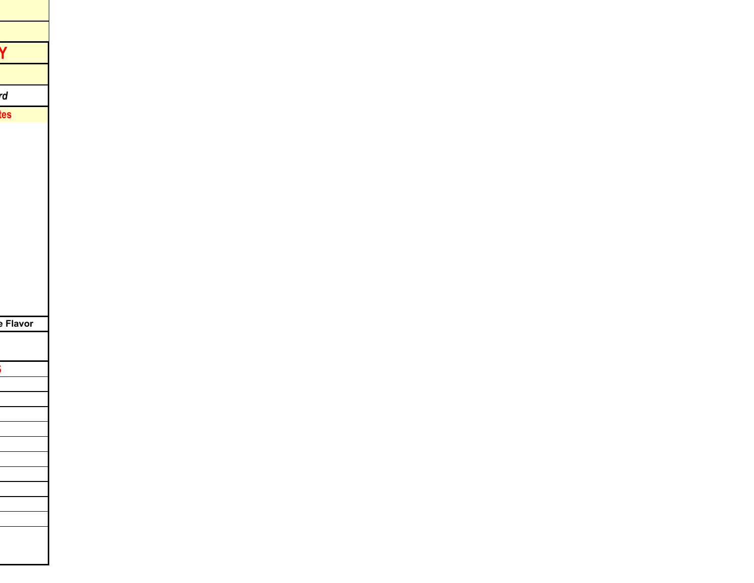Y

rd

tes

e Flavor

S